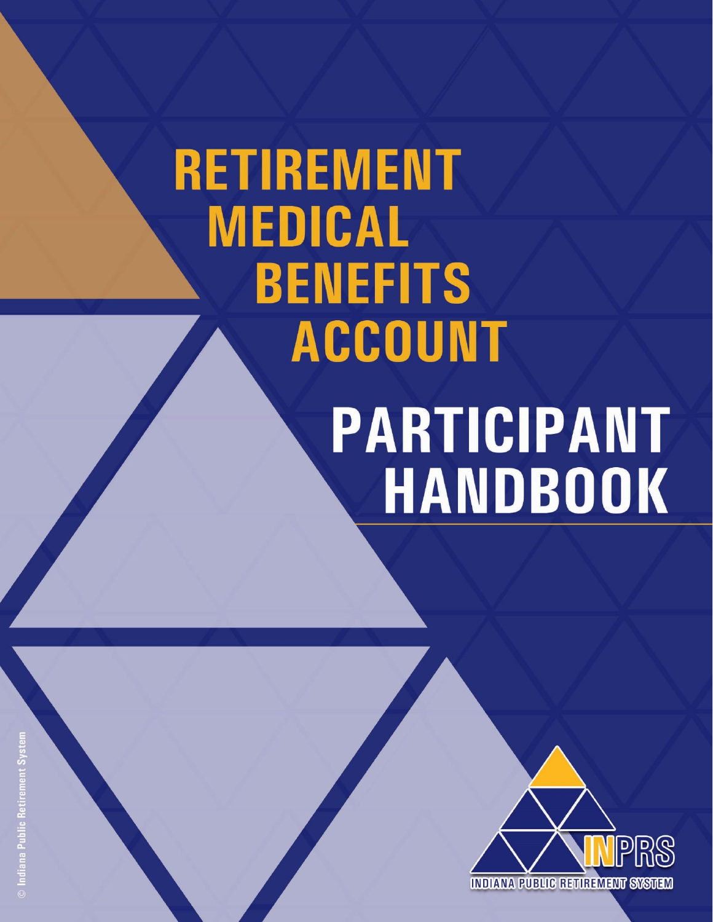# RETIREMENT MEDICAL BENEFITS ACCOUNT

# PARTICIPANT HANDBOOK

INPRS

INDIANA PUBLIC RETIREMENT SYSTEM

© Indiana Public Retirement System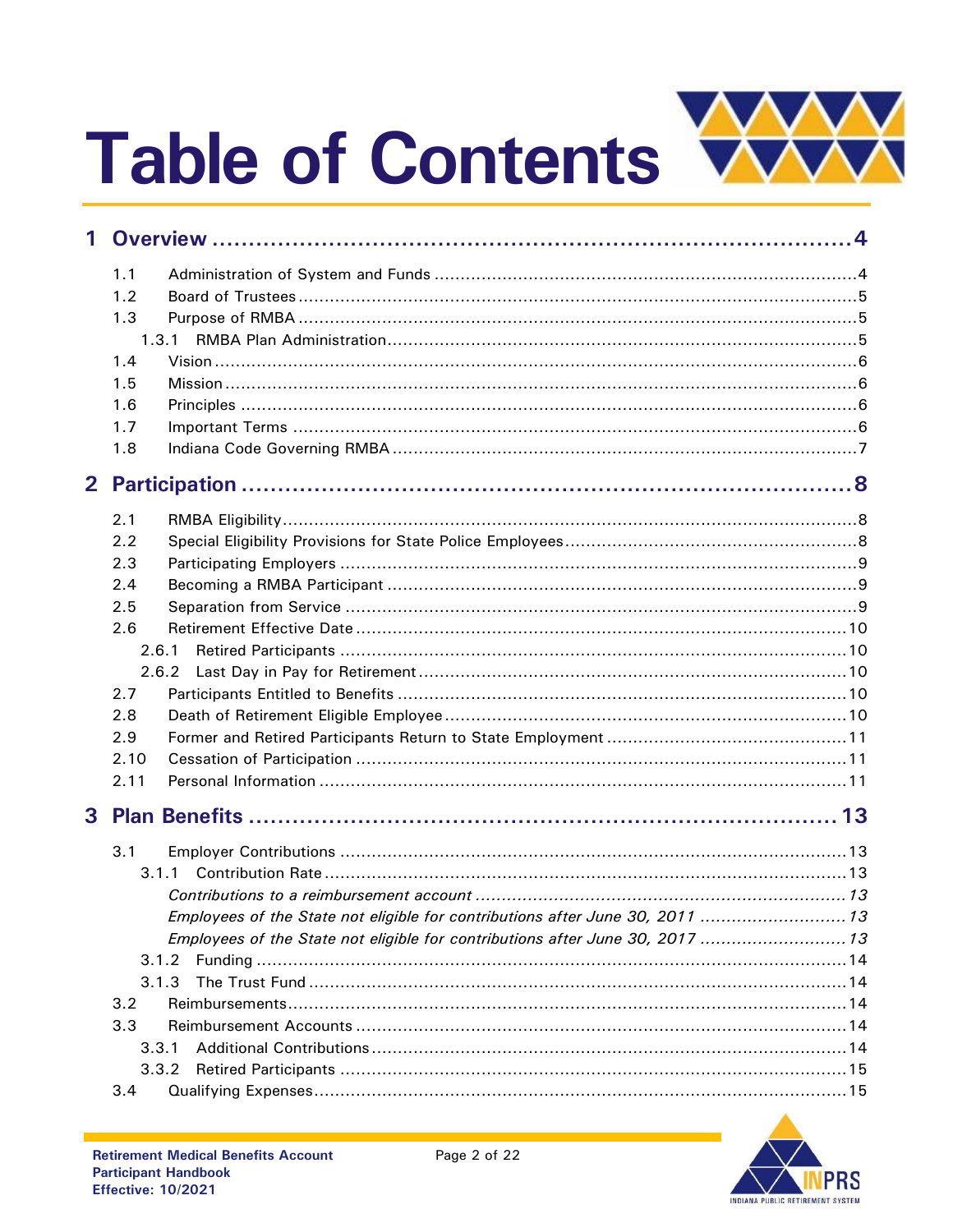# Table of Contents

**1 Overview .......... 4**

- 1.1 Administration of System and Funds .......... 4
- 1.2 Board of Trustees .......... 5
- 1.3 Purpose of RMBA .......... 5
  - 1.3.1 RMBA Plan Administration .......... 5
- 1.4 Vision .......... 6
- 1.5 Mission .......... 6
- 1.6 Principles .......... 6
- 1.7 Important Terms .......... 6
- 1.8 Indiana Code Governing RMBA .......... 7

**2 Participation .......... 8**

- 2.1 RMBA Eligibility .......... 8
- 2.2 Special Eligibility Provisions for State Police Employees .......... 8
- 2.3 Participating Employers .......... 9
- 2.4 Becoming a RMBA Participant .......... 9
- 2.5 Separation from Service .......... 9
- 2.6 Retirement Effective Date .......... 10
  - 2.6.1 Retired Participants .......... 10
  - 2.6.2 Last Day in Pay for Retirement .......... 10
- 2.7 Participants Entitled to Benefits .......... 10
- 2.8 Death of Retirement Eligible Employee .......... 10
- 2.9 Former and Retired Participants Return to State Employment .......... 11
- 2.10 Cessation of Participation .......... 11
- 2.11 Personal Information .......... 11

**3 Plan Benefits .......... 13**

- 3.1 Employer Contributions .......... 13
  - 3.1.1 Contribution Rate .......... 13
    - *Contributions to a reimbursement account .......... 13*
    - *Employees of the State not eligible for contributions after June 30, 2011 .......... 13*
    - *Employees of the State not eligible for contributions after June 30, 2017 .......... 13*
  - 3.1.2 Funding .......... 14
  - 3.1.3 The Trust Fund .......... 14
- 3.2 Reimbursements .......... 14
- 3.3 Reimbursement Accounts .......... 14
  - 3.3.1 Additional Contributions .......... 14
  - 3.3.2 Retired Participants .......... 15
- 3.4 Qualifying Expenses .......... 15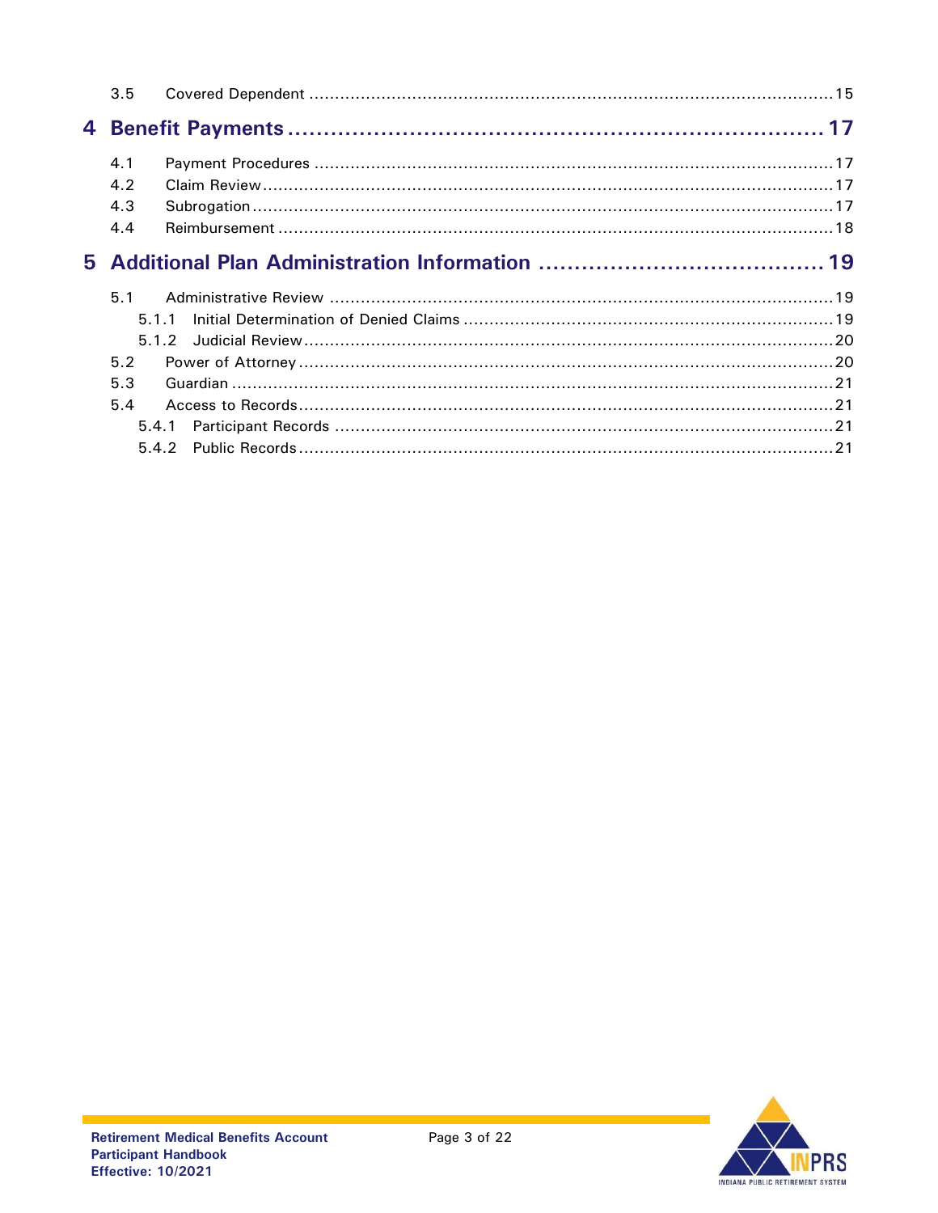3.5 Covered Dependent ..... 15

**4 Benefit Payments ..... 17**

4.1 Payment Procedures ..... 17
4.2 Claim Review ..... 17
4.3 Subrogation ..... 17
4.4 Reimbursement ..... 18

**5 Additional Plan Administration Information ..... 19**

5.1 Administrative Review ..... 19
 5.1.1 Initial Determination of Denied Claims ..... 19
 5.1.2 Judicial Review ..... 20
5.2 Power of Attorney ..... 20
5.3 Guardian ..... 21
5.4 Access to Records ..... 21
 5.4.1 Participant Records ..... 21
 5.4.2 Public Records ..... 21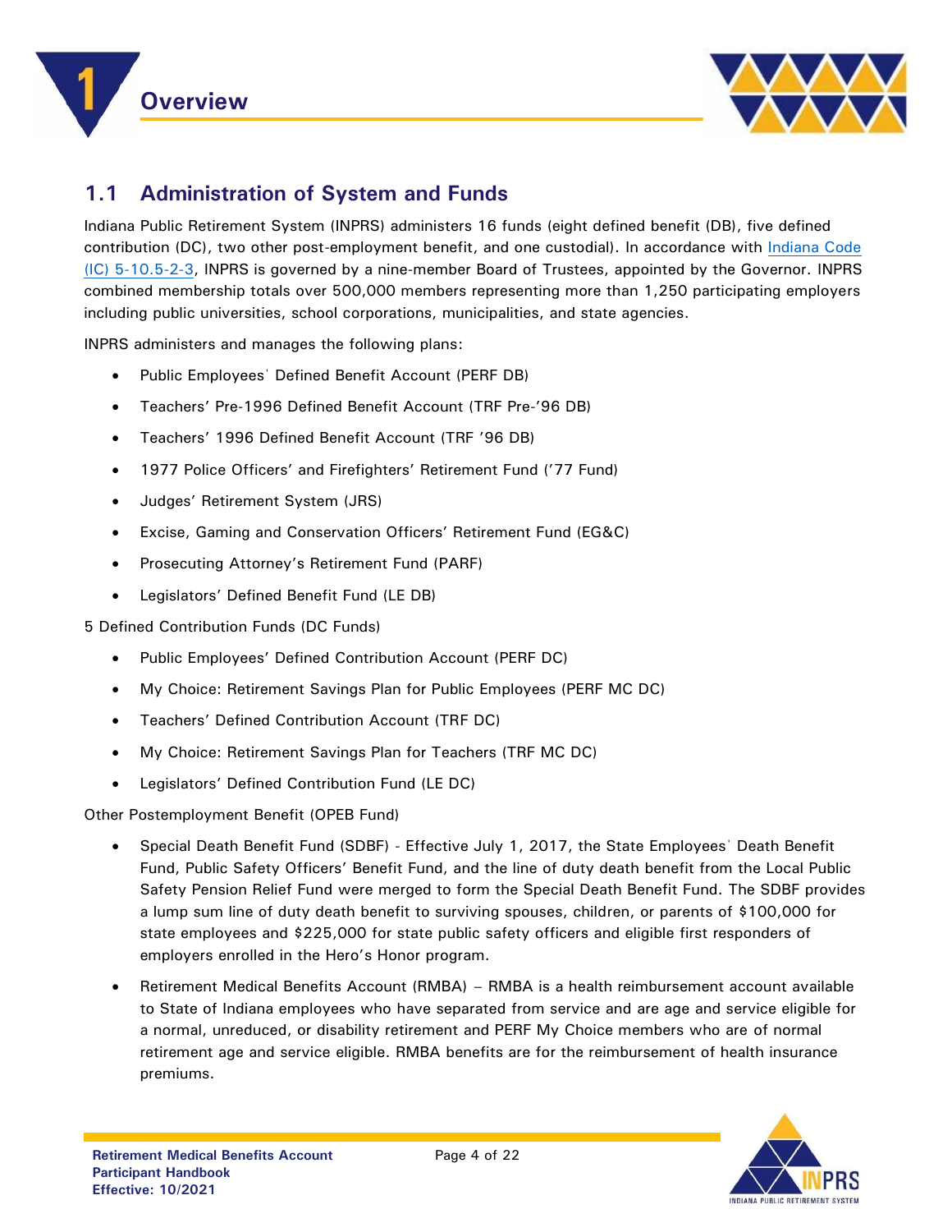# 1 Overview

## 1.1 Administration of System and Funds

Indiana Public Retirement System (INPRS) administers 16 funds (eight defined benefit (DB), five defined contribution (DC), two other post-employment benefit, and one custodial). In accordance with [Indiana Code (IC) 5-10.5-2-3](), INPRS is governed by a nine-member Board of Trustees, appointed by the Governor. INPRS combined membership totals over 500,000 members representing more than 1,250 participating employers including public universities, school corporations, municipalities, and state agencies.

INPRS administers and manages the following plans:

- Public Employees' Defined Benefit Account (PERF DB)
- Teachers' Pre-1996 Defined Benefit Account (TRF Pre-'96 DB)
- Teachers' 1996 Defined Benefit Account (TRF '96 DB)
- 1977 Police Officers' and Firefighters' Retirement Fund ('77 Fund)
- Judges' Retirement System (JRS)
- Excise, Gaming and Conservation Officers' Retirement Fund (EG&C)
- Prosecuting Attorney's Retirement Fund (PARF)
- Legislators' Defined Benefit Fund (LE DB)

5 Defined Contribution Funds (DC Funds)

- Public Employees' Defined Contribution Account (PERF DC)
- My Choice: Retirement Savings Plan for Public Employees (PERF MC DC)
- Teachers' Defined Contribution Account (TRF DC)
- My Choice: Retirement Savings Plan for Teachers (TRF MC DC)
- Legislators' Defined Contribution Fund (LE DC)

Other Postemployment Benefit (OPEB Fund)

- Special Death Benefit Fund (SDBF) - Effective July 1, 2017, the State Employees' Death Benefit Fund, Public Safety Officers' Benefit Fund, and the line of duty death benefit from the Local Public Safety Pension Relief Fund were merged to form the Special Death Benefit Fund. The SDBF provides a lump sum line of duty death benefit to surviving spouses, children, or parents of $100,000 for state employees and $225,000 for state public safety officers and eligible first responders of employers enrolled in the Hero's Honor program.
- Retirement Medical Benefits Account (RMBA) – RMBA is a health reimbursement account available to State of Indiana employees who have separated from service and are age and service eligible for a normal, unreduced, or disability retirement and PERF My Choice members who are of normal retirement age and service eligible. RMBA benefits are for the reimbursement of health insurance premiums.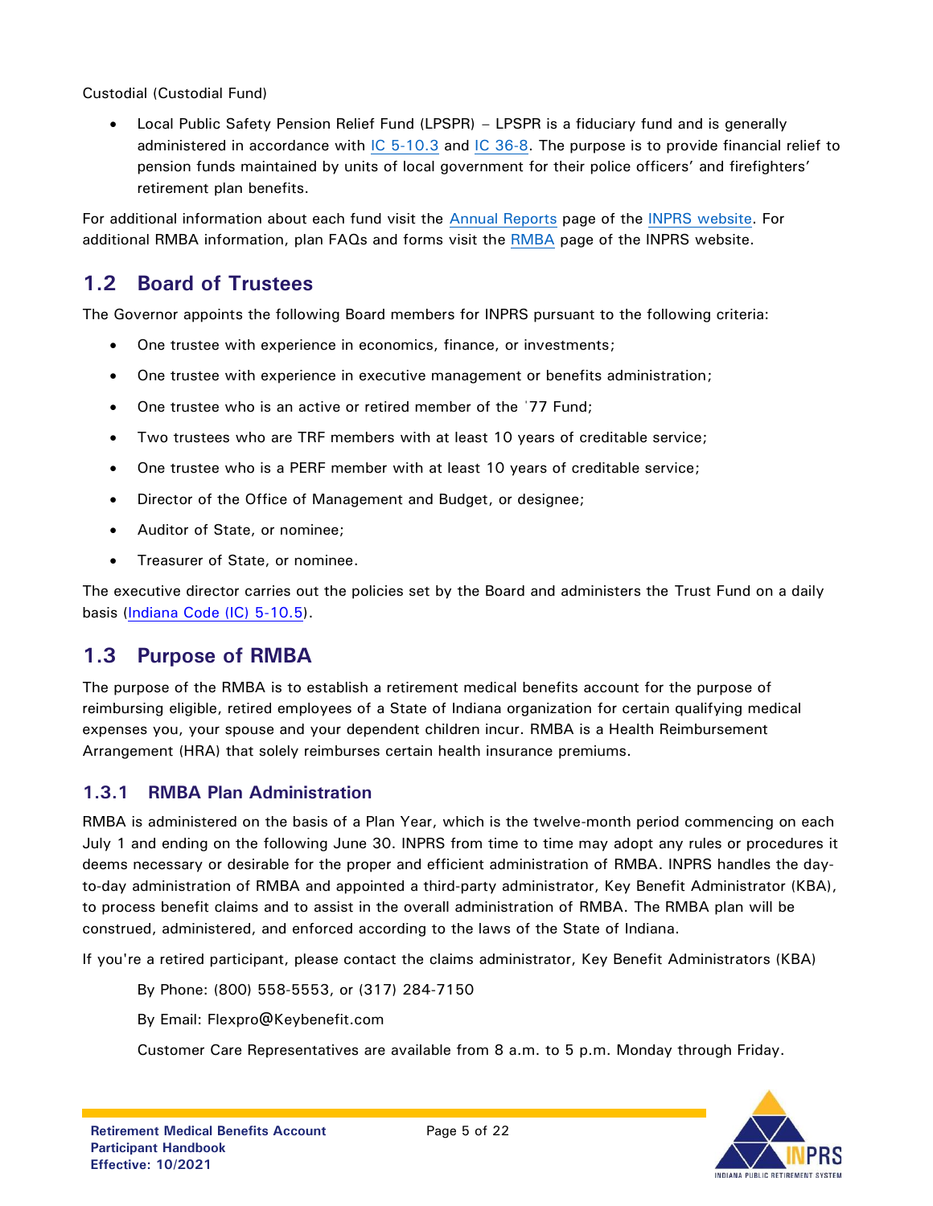Custodial (Custodial Fund)

- Local Public Safety Pension Relief Fund (LPSPR) – LPSPR is a fiduciary fund and is generally administered in accordance with IC 5-10.3 and IC 36-8. The purpose is to provide financial relief to pension funds maintained by units of local government for their police officers' and firefighters' retirement plan benefits.

For additional information about each fund visit the Annual Reports page of the INPRS website. For additional RMBA information, plan FAQs and forms visit the RMBA page of the INPRS website.

## 1.2 Board of Trustees

The Governor appoints the following Board members for INPRS pursuant to the following criteria:

- One trustee with experience in economics, finance, or investments;
- One trustee with experience in executive management or benefits administration;
- One trustee who is an active or retired member of the '77 Fund;
- Two trustees who are TRF members with at least 10 years of creditable service;
- One trustee who is a PERF member with at least 10 years of creditable service;
- Director of the Office of Management and Budget, or designee;
- Auditor of State, or nominee;
- Treasurer of State, or nominee.

The executive director carries out the policies set by the Board and administers the Trust Fund on a daily basis (Indiana Code (IC) 5-10.5).

## 1.3 Purpose of RMBA

The purpose of the RMBA is to establish a retirement medical benefits account for the purpose of reimbursing eligible, retired employees of a State of Indiana organization for certain qualifying medical expenses you, your spouse and your dependent children incur. RMBA is a Health Reimbursement Arrangement (HRA) that solely reimburses certain health insurance premiums.

### 1.3.1 RMBA Plan Administration

RMBA is administered on the basis of a Plan Year, which is the twelve-month period commencing on each July 1 and ending on the following June 30. INPRS from time to time may adopt any rules or procedures it deems necessary or desirable for the proper and efficient administration of RMBA. INPRS handles the day-to-day administration of RMBA and appointed a third-party administrator, Key Benefit Administrator (KBA), to process benefit claims and to assist in the overall administration of RMBA. The RMBA plan will be construed, administered, and enforced according to the laws of the State of Indiana.

If you're a retired participant, please contact the claims administrator, Key Benefit Administrators (KBA)

By Phone: (800) 558-5553, or (317) 284-7150

By Email: Flexpro@Keybenefit.com

Customer Care Representatives are available from 8 a.m. to 5 p.m. Monday through Friday.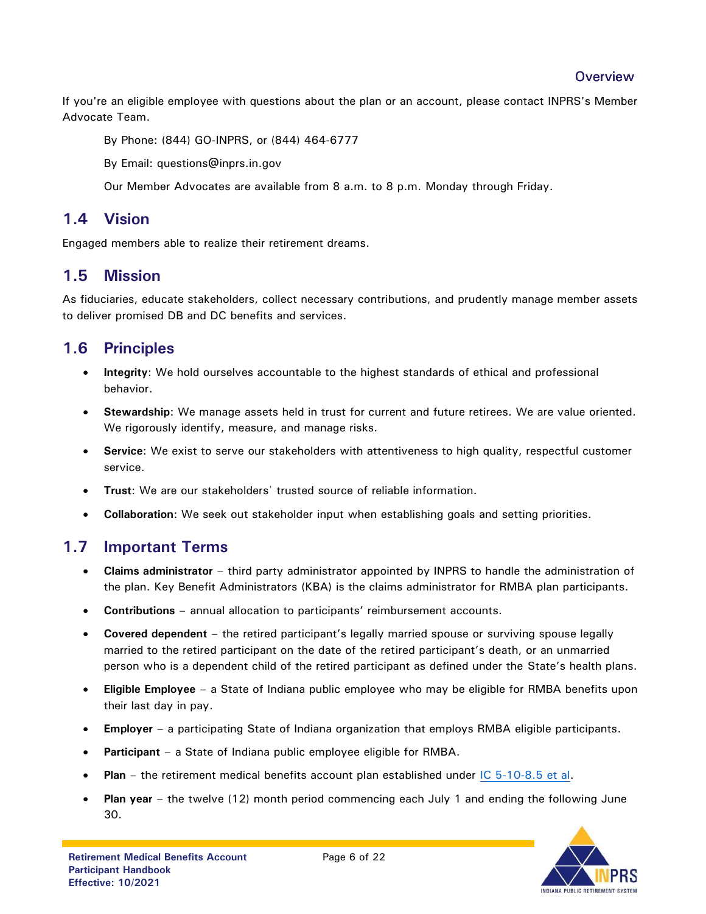If you're an eligible employee with questions about the plan or an account, please contact INPRS's Member Advocate Team.

By Phone: (844) GO-INPRS, or (844) 464-6777

By Email: questions@inprs.in.gov

Our Member Advocates are available from 8 a.m. to 8 p.m. Monday through Friday.

## 1.4 Vision

Engaged members able to realize their retirement dreams.

## 1.5 Mission

As fiduciaries, educate stakeholders, collect necessary contributions, and prudently manage member assets to deliver promised DB and DC benefits and services.

## 1.6 Principles

- **Integrity**: We hold ourselves accountable to the highest standards of ethical and professional behavior.
- **Stewardship**: We manage assets held in trust for current and future retirees. We are value oriented. We rigorously identify, measure, and manage risks.
- **Service**: We exist to serve our stakeholders with attentiveness to high quality, respectful customer service.
- **Trust**: We are our stakeholders' trusted source of reliable information.
- **Collaboration**: We seek out stakeholder input when establishing goals and setting priorities.

## 1.7 Important Terms

- **Claims administrator** – third party administrator appointed by INPRS to handle the administration of the plan. Key Benefit Administrators (KBA) is the claims administrator for RMBA plan participants.
- **Contributions** – annual allocation to participants' reimbursement accounts.
- **Covered dependent** – the retired participant's legally married spouse or surviving spouse legally married to the retired participant on the date of the retired participant's death, or an unmarried person who is a dependent child of the retired participant as defined under the State's health plans.
- **Eligible Employee** – a State of Indiana public employee who may be eligible for RMBA benefits upon their last day in pay.
- **Employer** – a participating State of Indiana organization that employs RMBA eligible participants.
- **Participant** – a State of Indiana public employee eligible for RMBA.
- **Plan** – the retirement medical benefits account plan established under IC 5-10-8.5 et al.
- **Plan year** – the twelve (12) month period commencing each July 1 and ending the following June 30.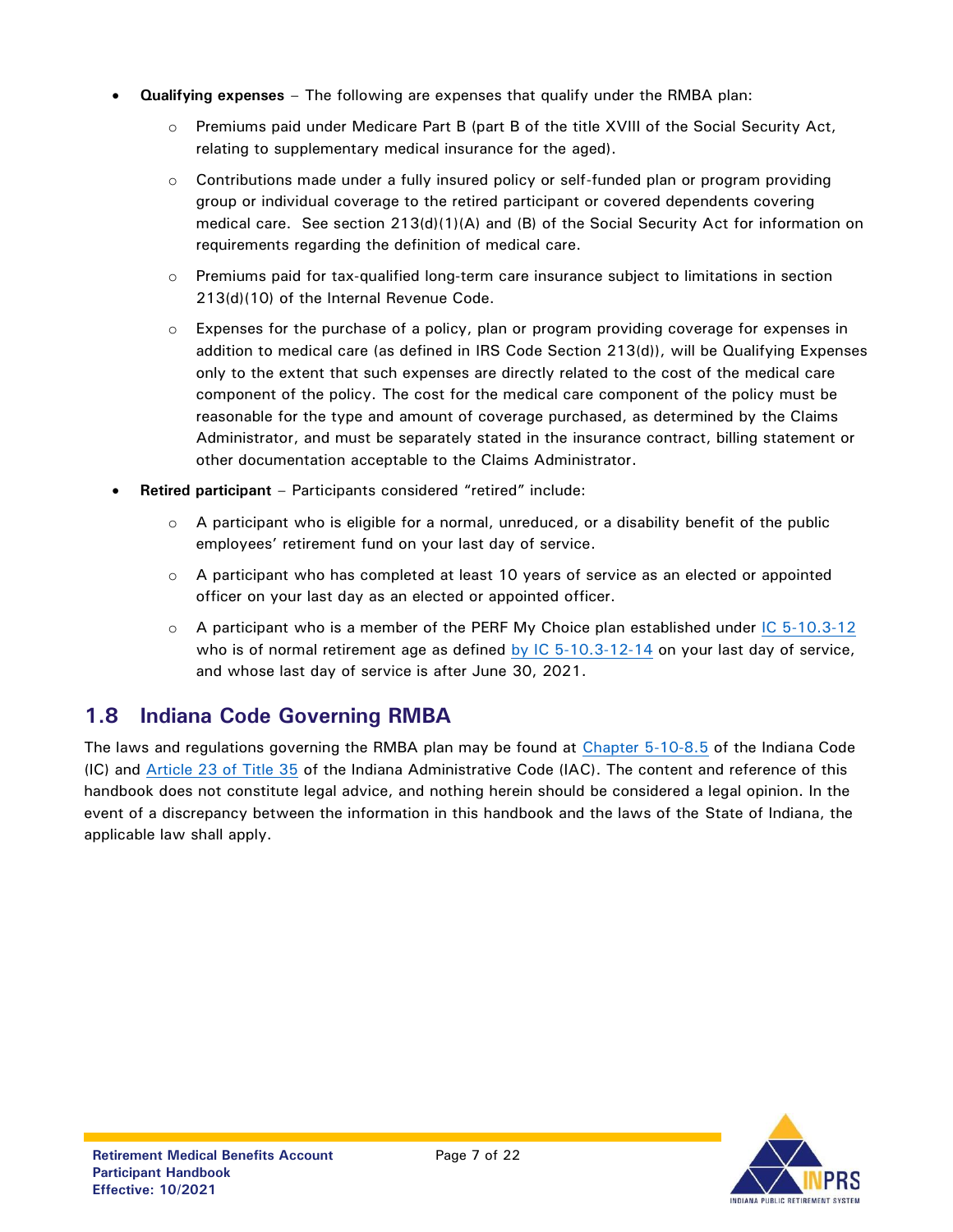- **Qualifying expenses** – The following are expenses that qualify under the RMBA plan:
  - Premiums paid under Medicare Part B (part B of the title XVIII of the Social Security Act, relating to supplementary medical insurance for the aged).
  - Contributions made under a fully insured policy or self-funded plan or program providing group or individual coverage to the retired participant or covered dependents covering medical care. See section 213(d)(1)(A) and (B) of the Social Security Act for information on requirements regarding the definition of medical care.
  - Premiums paid for tax-qualified long-term care insurance subject to limitations in section 213(d)(10) of the Internal Revenue Code.
  - Expenses for the purchase of a policy, plan or program providing coverage for expenses in addition to medical care (as defined in IRS Code Section 213(d)), will be Qualifying Expenses only to the extent that such expenses are directly related to the cost of the medical care component of the policy. The cost for the medical care component of the policy must be reasonable for the type and amount of coverage purchased, as determined by the Claims Administrator, and must be separately stated in the insurance contract, billing statement or other documentation acceptable to the Claims Administrator.
- **Retired participant** – Participants considered "retired" include:
  - A participant who is eligible for a normal, unreduced, or a disability benefit of the public employees' retirement fund on your last day of service.
  - A participant who has completed at least 10 years of service as an elected or appointed officer on your last day as an elected or appointed officer.
  - A participant who is a member of the PERF My Choice plan established under IC 5-10.3-12 who is of normal retirement age as defined by IC 5-10.3-12-14 on your last day of service, and whose last day of service is after June 30, 2021.

## 1.8 Indiana Code Governing RMBA

The laws and regulations governing the RMBA plan may be found at Chapter 5-10-8.5 of the Indiana Code (IC) and Article 23 of Title 35 of the Indiana Administrative Code (IAC). The content and reference of this handbook does not constitute legal advice, and nothing herein should be considered a legal opinion. In the event of a discrepancy between the information in this handbook and the laws of the State of Indiana, the applicable law shall apply.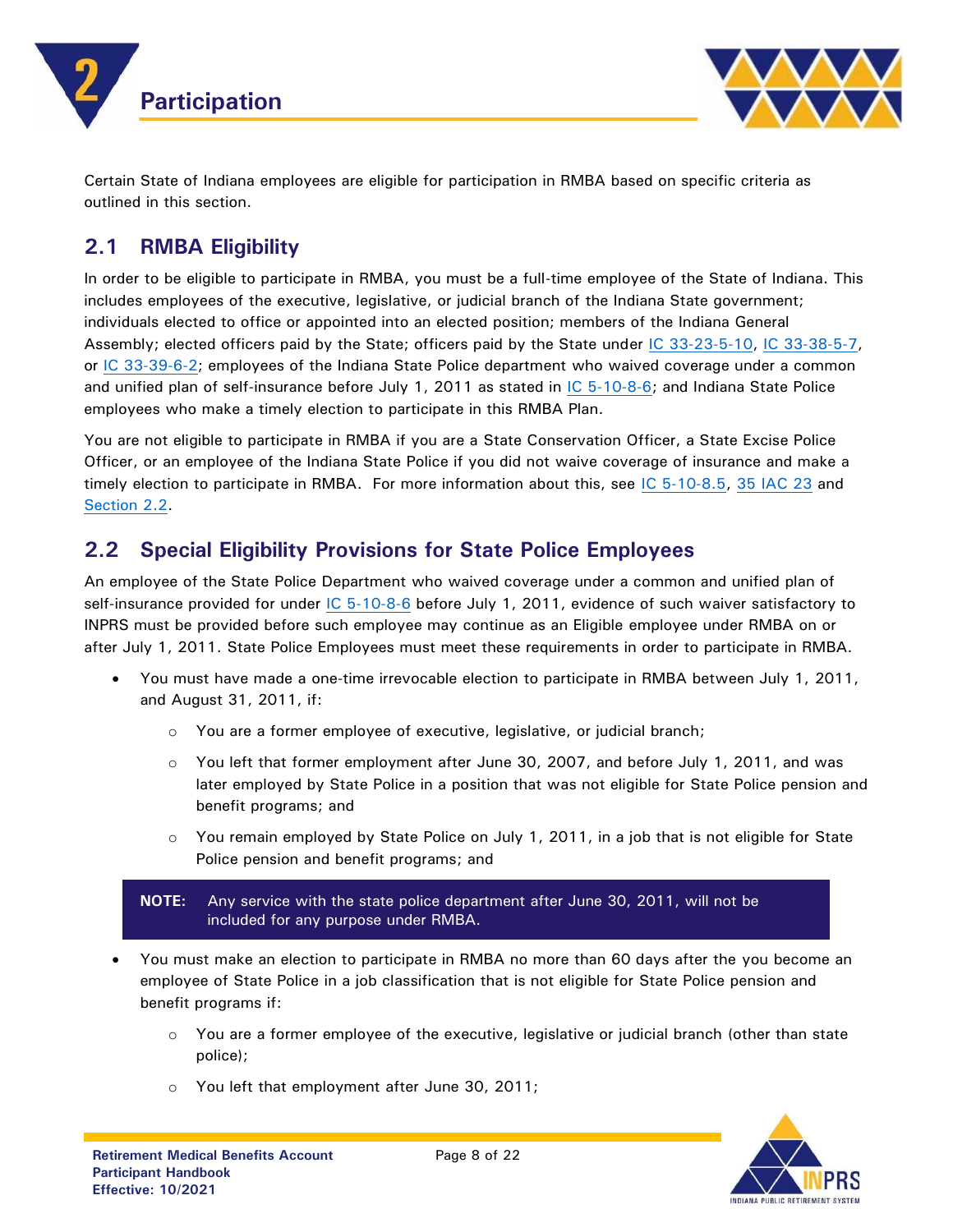# 2 Participation

Certain State of Indiana employees are eligible for participation in RMBA based on specific criteria as outlined in this section.

## 2.1 RMBA Eligibility

In order to be eligible to participate in RMBA, you must be a full-time employee of the State of Indiana. This includes employees of the executive, legislative, or judicial branch of the Indiana State government; individuals elected to office or appointed into an elected position; members of the Indiana General Assembly; elected officers paid by the State; officers paid by the State under IC 33-23-5-10, IC 33-38-5-7, or IC 33-39-6-2; employees of the Indiana State Police department who waived coverage under a common and unified plan of self-insurance before July 1, 2011 as stated in IC 5-10-8-6; and Indiana State Police employees who make a timely election to participate in this RMBA Plan.

You are not eligible to participate in RMBA if you are a State Conservation Officer, a State Excise Police Officer, or an employee of the Indiana State Police if you did not waive coverage of insurance and make a timely election to participate in RMBA. For more information about this, see IC 5-10-8.5, 35 IAC 23 and Section 2.2.

## 2.2 Special Eligibility Provisions for State Police Employees

An employee of the State Police Department who waived coverage under a common and unified plan of self-insurance provided for under IC 5-10-8-6 before July 1, 2011, evidence of such waiver satisfactory to INPRS must be provided before such employee may continue as an Eligible employee under RMBA on or after July 1, 2011. State Police Employees must meet these requirements in order to participate in RMBA.

- You must have made a one-time irrevocable election to participate in RMBA between July 1, 2011, and August 31, 2011, if:
  - You are a former employee of executive, legislative, or judicial branch;
  - You left that former employment after June 30, 2007, and before July 1, 2011, and was later employed by State Police in a position that was not eligible for State Police pension and benefit programs; and
  - You remain employed by State Police on July 1, 2011, in a job that is not eligible for State Police pension and benefit programs; and

> **NOTE:** Any service with the state police department after June 30, 2011, will not be included for any purpose under RMBA.

- You must make an election to participate in RMBA no more than 60 days after the you become an employee of State Police in a job classification that is not eligible for State Police pension and benefit programs if:
  - You are a former employee of the executive, legislative or judicial branch (other than state police);
  - You left that employment after June 30, 2011;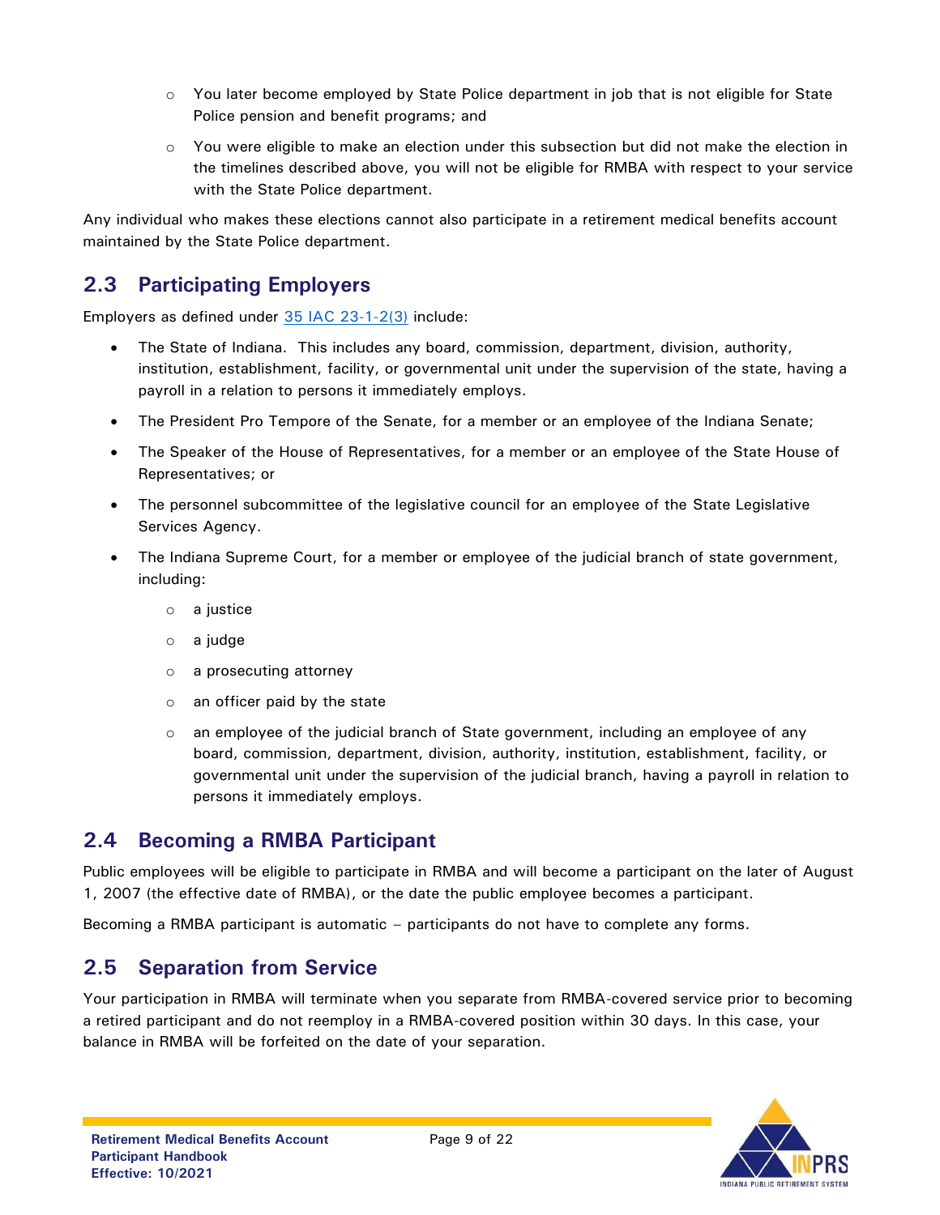- You later become employed by State Police department in job that is not eligible for State Police pension and benefit programs; and
- You were eligible to make an election under this subsection but did not make the election in the timelines described above, you will not be eligible for RMBA with respect to your service with the State Police department.

Any individual who makes these elections cannot also participate in a retirement medical benefits account maintained by the State Police department.

## 2.3 Participating Employers

Employers as defined under [35 IAC 23-1-2(3)](35 IAC 23-1-2(3)) include:

- The State of Indiana. This includes any board, commission, department, division, authority, institution, establishment, facility, or governmental unit under the supervision of the state, having a payroll in a relation to persons it immediately employs.
- The President Pro Tempore of the Senate, for a member or an employee of the Indiana Senate;
- The Speaker of the House of Representatives, for a member or an employee of the State House of Representatives; or
- The personnel subcommittee of the legislative council for an employee of the State Legislative Services Agency.
- The Indiana Supreme Court, for a member or employee of the judicial branch of state government, including:
  - a justice
  - a judge
  - a prosecuting attorney
  - an officer paid by the state
  - an employee of the judicial branch of State government, including an employee of any board, commission, department, division, authority, institution, establishment, facility, or governmental unit under the supervision of the judicial branch, having a payroll in relation to persons it immediately employs.

## 2.4 Becoming a RMBA Participant

Public employees will be eligible to participate in RMBA and will become a participant on the later of August 1, 2007 (the effective date of RMBA), or the date the public employee becomes a participant.

Becoming a RMBA participant is automatic – participants do not have to complete any forms.

## 2.5 Separation from Service

Your participation in RMBA will terminate when you separate from RMBA-covered service prior to becoming a retired participant and do not reemploy in a RMBA-covered position within 30 days. In this case, your balance in RMBA will be forfeited on the date of your separation.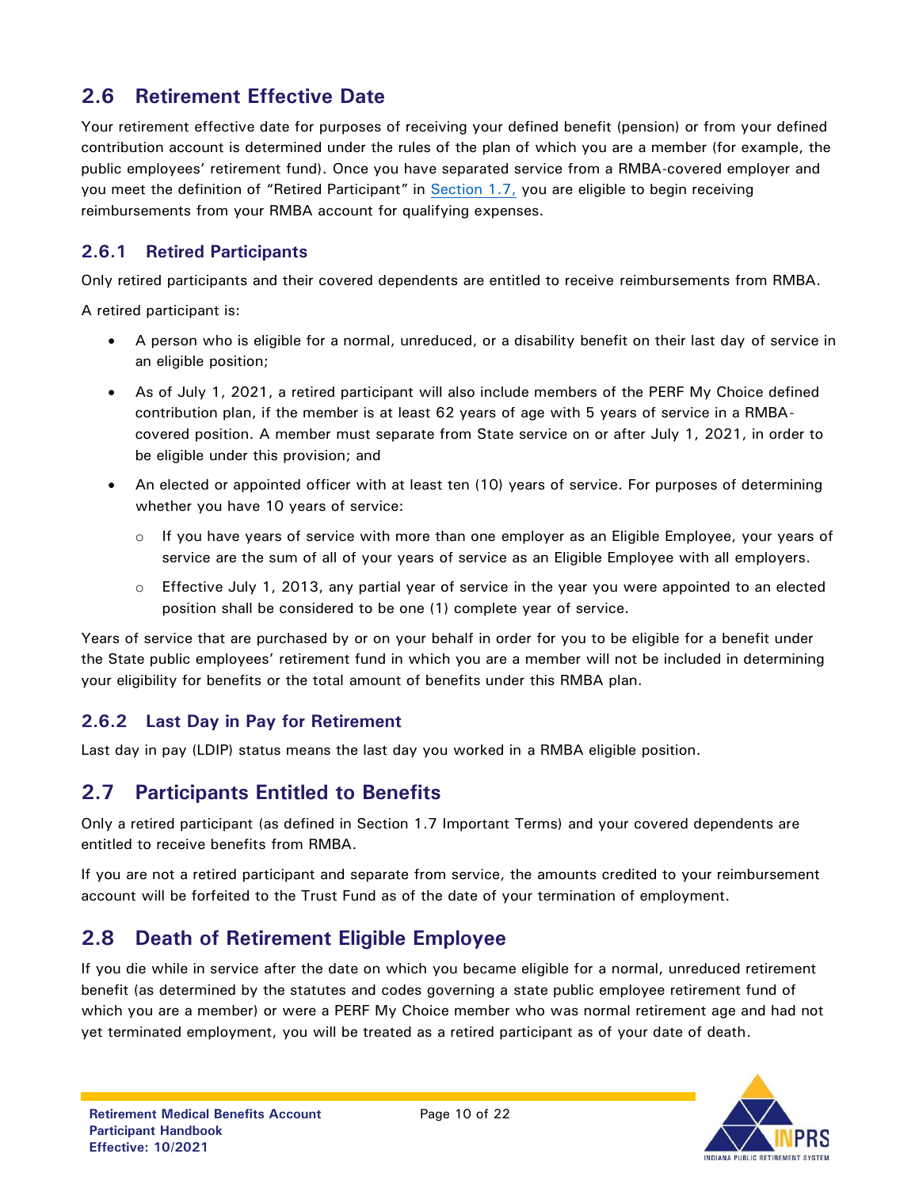## 2.6 Retirement Effective Date

Your retirement effective date for purposes of receiving your defined benefit (pension) or from your defined contribution account is determined under the rules of the plan of which you are a member (for example, the public employees' retirement fund). Once you have separated service from a RMBA-covered employer and you meet the definition of "Retired Participant" in Section 1.7, you are eligible to begin receiving reimbursements from your RMBA account for qualifying expenses.

### 2.6.1 Retired Participants

Only retired participants and their covered dependents are entitled to receive reimbursements from RMBA.

A retired participant is:

- A person who is eligible for a normal, unreduced, or a disability benefit on their last day of service in an eligible position;
- As of July 1, 2021, a retired participant will also include members of the PERF My Choice defined contribution plan, if the member is at least 62 years of age with 5 years of service in a RMBA-covered position. A member must separate from State service on or after July 1, 2021, in order to be eligible under this provision; and
- An elected or appointed officer with at least ten (10) years of service. For purposes of determining whether you have 10 years of service:
  - If you have years of service with more than one employer as an Eligible Employee, your years of service are the sum of all of your years of service as an Eligible Employee with all employers.
  - Effective July 1, 2013, any partial year of service in the year you were appointed to an elected position shall be considered to be one (1) complete year of service.

Years of service that are purchased by or on your behalf in order for you to be eligible for a benefit under the State public employees' retirement fund in which you are a member will not be included in determining your eligibility for benefits or the total amount of benefits under this RMBA plan.

### 2.6.2 Last Day in Pay for Retirement

Last day in pay (LDIP) status means the last day you worked in a RMBA eligible position.

## 2.7 Participants Entitled to Benefits

Only a retired participant (as defined in Section 1.7 Important Terms) and your covered dependents are entitled to receive benefits from RMBA.

If you are not a retired participant and separate from service, the amounts credited to your reimbursement account will be forfeited to the Trust Fund as of the date of your termination of employment.

## 2.8 Death of Retirement Eligible Employee

If you die while in service after the date on which you became eligible for a normal, unreduced retirement benefit (as determined by the statutes and codes governing a state public employee retirement fund of which you are a member) or were a PERF My Choice member who was normal retirement age and had not yet terminated employment, you will be treated as a retired participant as of your date of death.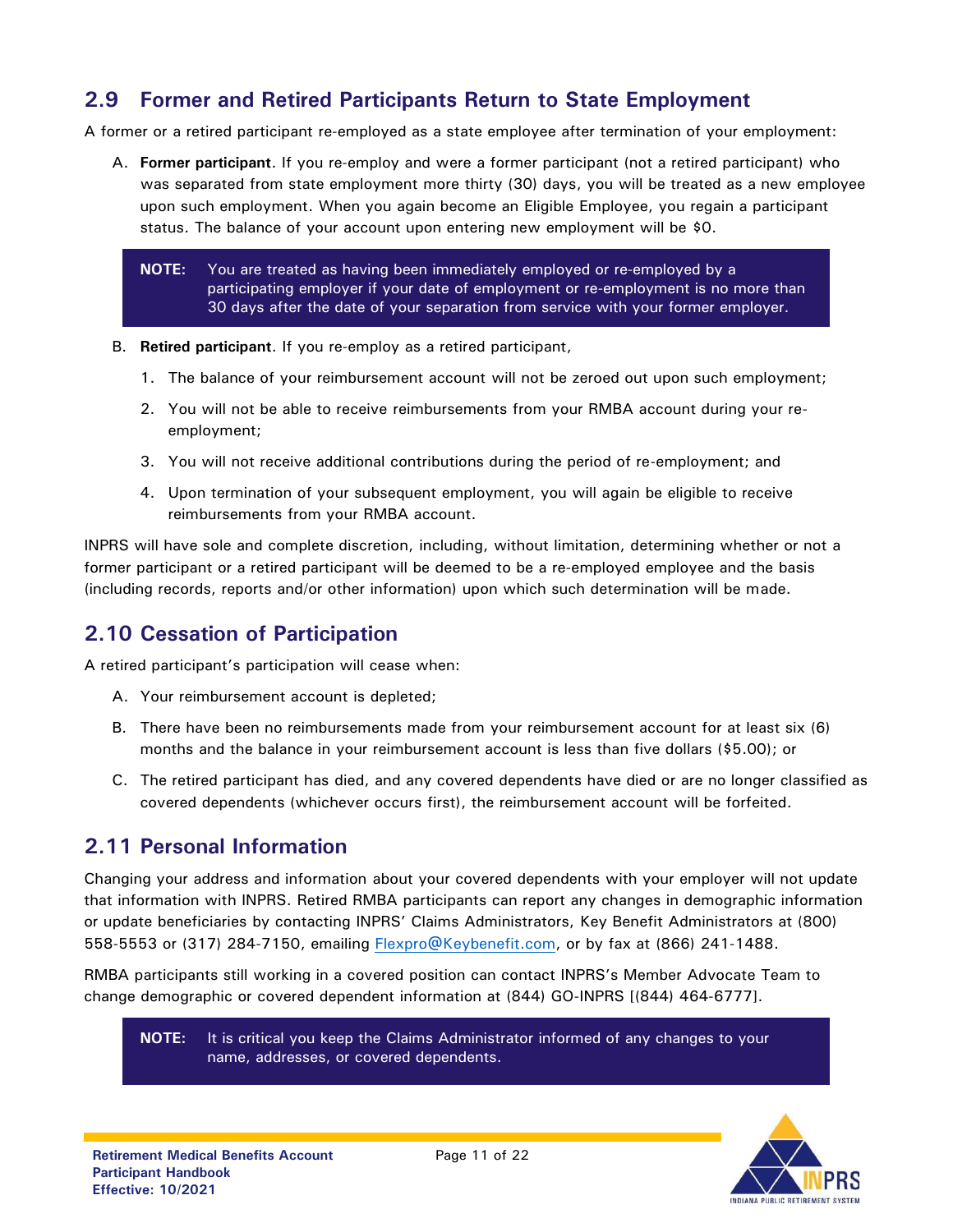## 2.9 Former and Retired Participants Return to State Employment

A former or a retired participant re-employed as a state employee after termination of your employment:

A. **Former participant**. If you re-employ and were a former participant (not a retired participant) who was separated from state employment more thirty (30) days, you will be treated as a new employee upon such employment. When you again become an Eligible Employee, you regain a participant status. The balance of your account upon entering new employment will be $0.

> **NOTE:** You are treated as having been immediately employed or re-employed by a participating employer if your date of employment or re-employment is no more than 30 days after the date of your separation from service with your former employer.

B. **Retired participant**. If you re-employ as a retired participant,

1. The balance of your reimbursement account will not be zeroed out upon such employment;
2. You will not be able to receive reimbursements from your RMBA account during your re-employment;
3. You will not receive additional contributions during the period of re-employment; and
4. Upon termination of your subsequent employment, you will again be eligible to receive reimbursements from your RMBA account.

INPRS will have sole and complete discretion, including, without limitation, determining whether or not a former participant or a retired participant will be deemed to be a re-employed employee and the basis (including records, reports and/or other information) upon which such determination will be made.

## 2.10 Cessation of Participation

A retired participant's participation will cease when:

A. Your reimbursement account is depleted;

B. There have been no reimbursements made from your reimbursement account for at least six (6) months and the balance in your reimbursement account is less than five dollars ($5.00); or

C. The retired participant has died, and any covered dependents have died or are no longer classified as covered dependents (whichever occurs first), the reimbursement account will be forfeited.

## 2.11 Personal Information

Changing your address and information about your covered dependents with your employer will not update that information with INPRS. Retired RMBA participants can report any changes in demographic information or update beneficiaries by contacting INPRS' Claims Administrators, Key Benefit Administrators at (800) 558-5553 or (317) 284-7150, emailing Flexpro@Keybenefit.com, or by fax at (866) 241-1488.

RMBA participants still working in a covered position can contact INPRS's Member Advocate Team to change demographic or covered dependent information at (844) GO-INPRS [(844) 464-6777].

> **NOTE:** It is critical you keep the Claims Administrator informed of any changes to your name, addresses, or covered dependents.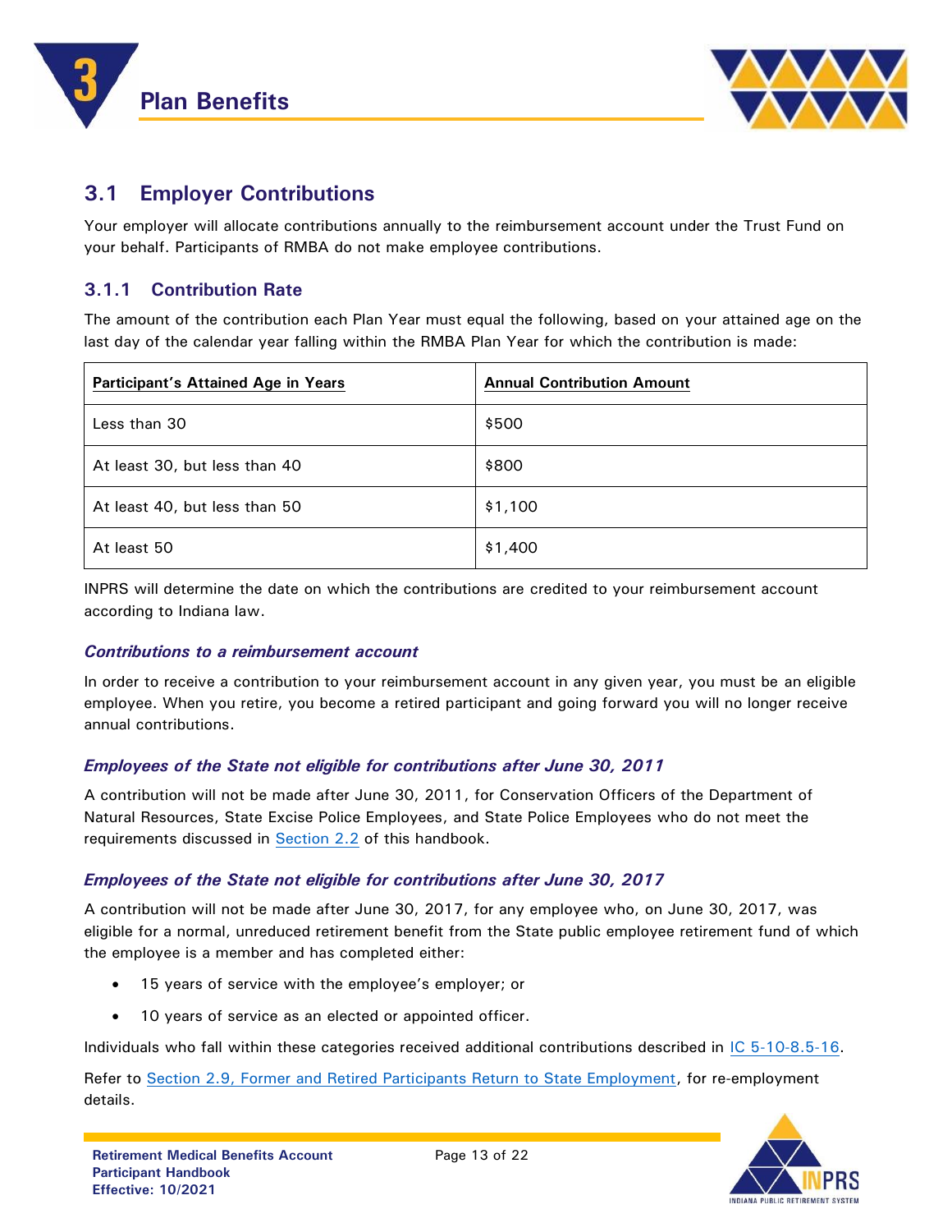# 3 Plan Benefits

## 3.1 Employer Contributions

Your employer will allocate contributions annually to the reimbursement account under the Trust Fund on your behalf. Participants of RMBA do not make employee contributions.

### 3.1.1 Contribution Rate

The amount of the contribution each Plan Year must equal the following, based on your attained age on the last day of the calendar year falling within the RMBA Plan Year for which the contribution is made:

| Participant's Attained Age in Years | Annual Contribution Amount |
| --- | --- |
| Less than 30 | $500 |
| At least 30, but less than 40 | $800 |
| At least 40, but less than 50 | $1,100 |
| At least 50 | $1,400 |

INPRS will determine the date on which the contributions are credited to your reimbursement account according to Indiana law.

***Contributions to a reimbursement account***

In order to receive a contribution to your reimbursement account in any given year, you must be an eligible employee. When you retire, you become a retired participant and going forward you will no longer receive annual contributions.

***Employees of the State not eligible for contributions after June 30, 2011***

A contribution will not be made after June 30, 2011, for Conservation Officers of the Department of Natural Resources, State Excise Police Employees, and State Police Employees who do not meet the requirements discussed in Section 2.2 of this handbook.

***Employees of the State not eligible for contributions after June 30, 2017***

A contribution will not be made after June 30, 2017, for any employee who, on June 30, 2017, was eligible for a normal, unreduced retirement benefit from the State public employee retirement fund of which the employee is a member and has completed either:

- 15 years of service with the employee's employer; or
- 10 years of service as an elected or appointed officer.

Individuals who fall within these categories received additional contributions described in IC 5-10-8.5-16.

Refer to Section 2.9, Former and Retired Participants Return to State Employment, for re-employment details.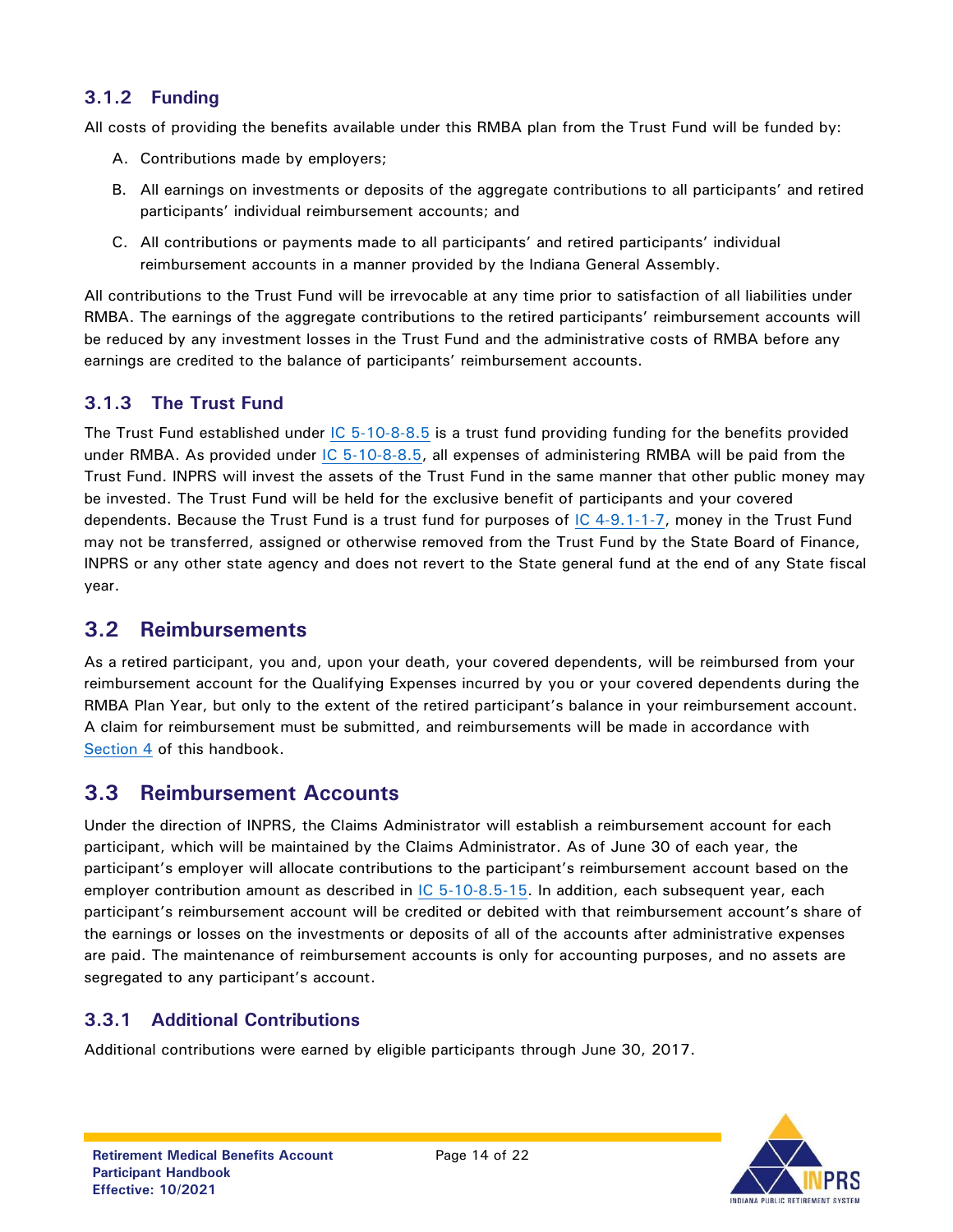### 3.1.2 Funding

All costs of providing the benefits available under this RMBA plan from the Trust Fund will be funded by:

A. Contributions made by employers;

B. All earnings on investments or deposits of the aggregate contributions to all participants' and retired participants' individual reimbursement accounts; and

C. All contributions or payments made to all participants' and retired participants' individual reimbursement accounts in a manner provided by the Indiana General Assembly.

All contributions to the Trust Fund will be irrevocable at any time prior to satisfaction of all liabilities under RMBA. The earnings of the aggregate contributions to the retired participants' reimbursement accounts will be reduced by any investment losses in the Trust Fund and the administrative costs of RMBA before any earnings are credited to the balance of participants' reimbursement accounts.

### 3.1.3 The Trust Fund

The Trust Fund established under IC 5-10-8-8.5 is a trust fund providing funding for the benefits provided under RMBA. As provided under IC 5-10-8-8.5, all expenses of administering RMBA will be paid from the Trust Fund. INPRS will invest the assets of the Trust Fund in the same manner that other public money may be invested. The Trust Fund will be held for the exclusive benefit of participants and your covered dependents. Because the Trust Fund is a trust fund for purposes of IC 4-9.1-1-7, money in the Trust Fund may not be transferred, assigned or otherwise removed from the Trust Fund by the State Board of Finance, INPRS or any other state agency and does not revert to the State general fund at the end of any State fiscal year.

## 3.2 Reimbursements

As a retired participant, you and, upon your death, your covered dependents, will be reimbursed from your reimbursement account for the Qualifying Expenses incurred by you or your covered dependents during the RMBA Plan Year, but only to the extent of the retired participant's balance in your reimbursement account. A claim for reimbursement must be submitted, and reimbursements will be made in accordance with Section 4 of this handbook.

## 3.3 Reimbursement Accounts

Under the direction of INPRS, the Claims Administrator will establish a reimbursement account for each participant, which will be maintained by the Claims Administrator. As of June 30 of each year, the participant's employer will allocate contributions to the participant's reimbursement account based on the employer contribution amount as described in IC 5-10-8.5-15. In addition, each subsequent year, each participant's reimbursement account will be credited or debited with that reimbursement account's share of the earnings or losses on the investments or deposits of all of the accounts after administrative expenses are paid. The maintenance of reimbursement accounts is only for accounting purposes, and no assets are segregated to any participant's account.

### 3.3.1 Additional Contributions

Additional contributions were earned by eligible participants through June 30, 2017.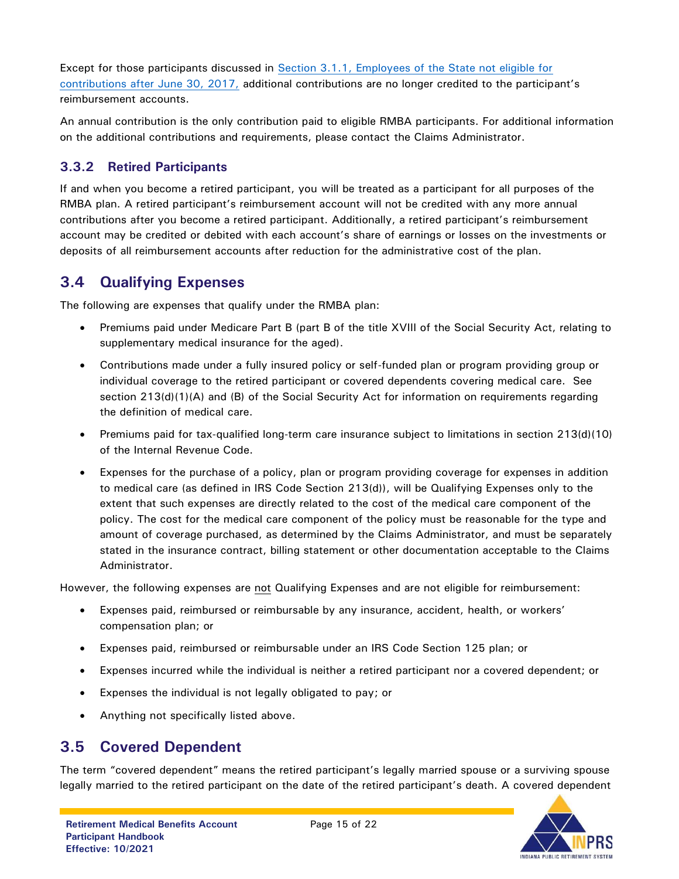Except for those participants discussed in [Section 3.1.1, Employees of the State not eligible for contributions after June 30, 2017,] additional contributions are no longer credited to the participant's reimbursement accounts.

An annual contribution is the only contribution paid to eligible RMBA participants. For additional information on the additional contributions and requirements, please contact the Claims Administrator.

### 3.3.2 Retired Participants

If and when you become a retired participant, you will be treated as a participant for all purposes of the RMBA plan. A retired participant's reimbursement account will not be credited with any more annual contributions after you become a retired participant. Additionally, a retired participant's reimbursement account may be credited or debited with each account's share of earnings or losses on the investments or deposits of all reimbursement accounts after reduction for the administrative cost of the plan.

## 3.4 Qualifying Expenses

The following are expenses that qualify under the RMBA plan:

- Premiums paid under Medicare Part B (part B of the title XVIII of the Social Security Act, relating to supplementary medical insurance for the aged).
- Contributions made under a fully insured policy or self-funded plan or program providing group or individual coverage to the retired participant or covered dependents covering medical care. See section 213(d)(1)(A) and (B) of the Social Security Act for information on requirements regarding the definition of medical care.
- Premiums paid for tax-qualified long-term care insurance subject to limitations in section 213(d)(10) of the Internal Revenue Code.
- Expenses for the purchase of a policy, plan or program providing coverage for expenses in addition to medical care (as defined in IRS Code Section 213(d)), will be Qualifying Expenses only to the extent that such expenses are directly related to the cost of the medical care component of the policy. The cost for the medical care component of the policy must be reasonable for the type and amount of coverage purchased, as determined by the Claims Administrator, and must be separately stated in the insurance contract, billing statement or other documentation acceptable to the Claims Administrator.

However, the following expenses are not Qualifying Expenses and are not eligible for reimbursement:

- Expenses paid, reimbursed or reimbursable by any insurance, accident, health, or workers' compensation plan; or
- Expenses paid, reimbursed or reimbursable under an IRS Code Section 125 plan; or
- Expenses incurred while the individual is neither a retired participant nor a covered dependent; or
- Expenses the individual is not legally obligated to pay; or
- Anything not specifically listed above.

## 3.5 Covered Dependent

The term "covered dependent" means the retired participant's legally married spouse or a surviving spouse legally married to the retired participant on the date of the retired participant's death. A covered dependent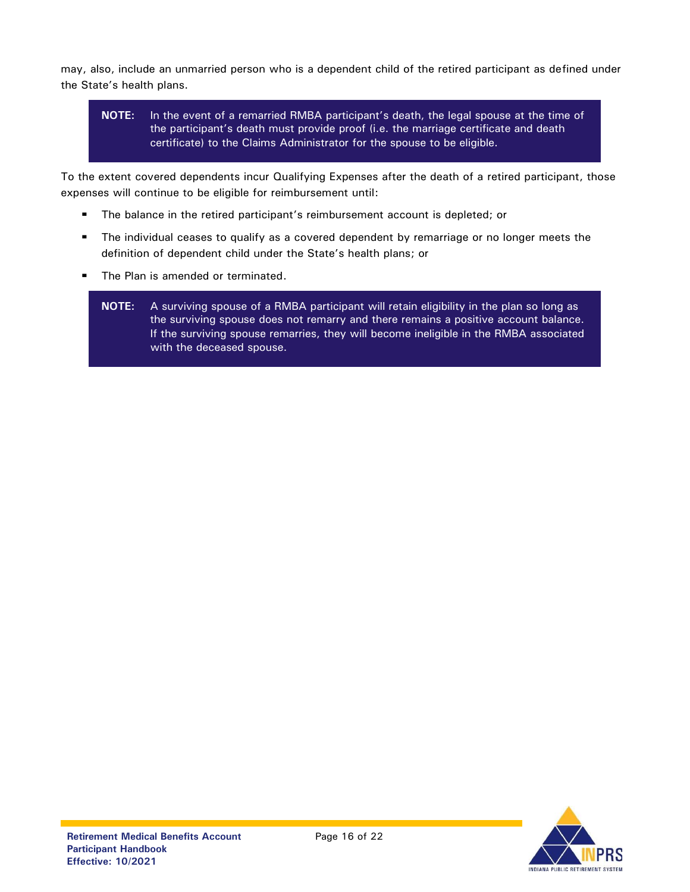may, also, include an unmarried person who is a dependent child of the retired participant as defined under the State's health plans.

> **NOTE:** In the event of a remarried RMBA participant's death, the legal spouse at the time of the participant's death must provide proof (i.e. the marriage certificate and death certificate) to the Claims Administrator for the spouse to be eligible.

To the extent covered dependents incur Qualifying Expenses after the death of a retired participant, those expenses will continue to be eligible for reimbursement until:

- The balance in the retired participant's reimbursement account is depleted; or
- The individual ceases to qualify as a covered dependent by remarriage or no longer meets the definition of dependent child under the State's health plans; or
- The Plan is amended or terminated.

> **NOTE:** A surviving spouse of a RMBA participant will retain eligibility in the plan so long as the surviving spouse does not remarry and there remains a positive account balance. If the surviving spouse remarries, they will become ineligible in the RMBA associated with the deceased spouse.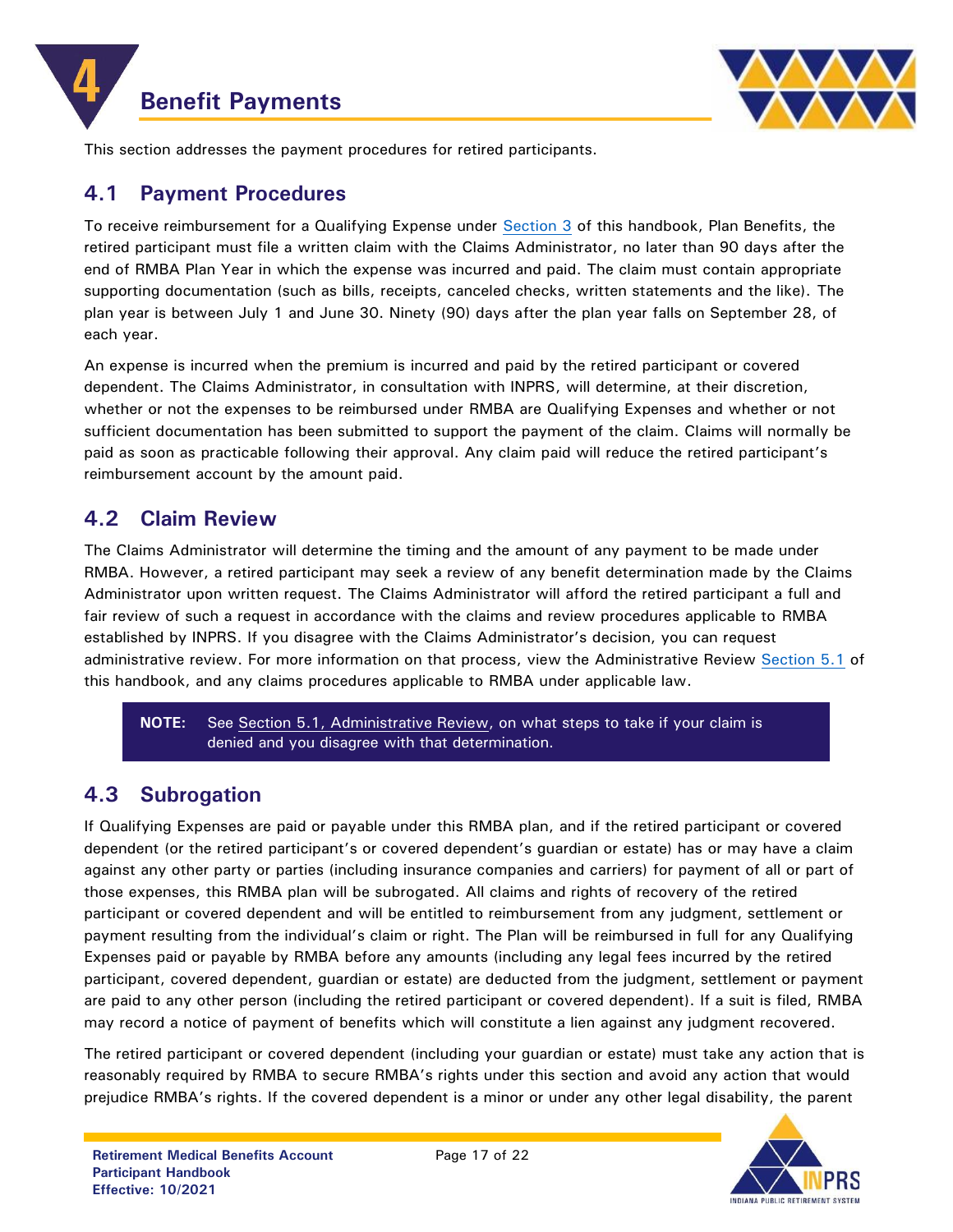# 4 Benefit Payments

This section addresses the payment procedures for retired participants.

## 4.1 Payment Procedures

To receive reimbursement for a Qualifying Expense under Section 3 of this handbook, Plan Benefits, the retired participant must file a written claim with the Claims Administrator, no later than 90 days after the end of RMBA Plan Year in which the expense was incurred and paid. The claim must contain appropriate supporting documentation (such as bills, receipts, canceled checks, written statements and the like). The plan year is between July 1 and June 30. Ninety (90) days after the plan year falls on September 28, of each year.

An expense is incurred when the premium is incurred and paid by the retired participant or covered dependent. The Claims Administrator, in consultation with INPRS, will determine, at their discretion, whether or not the expenses to be reimbursed under RMBA are Qualifying Expenses and whether or not sufficient documentation has been submitted to support the payment of the claim. Claims will normally be paid as soon as practicable following their approval. Any claim paid will reduce the retired participant's reimbursement account by the amount paid.

## 4.2 Claim Review

The Claims Administrator will determine the timing and the amount of any payment to be made under RMBA. However, a retired participant may seek a review of any benefit determination made by the Claims Administrator upon written request. The Claims Administrator will afford the retired participant a full and fair review of such a request in accordance with the claims and review procedures applicable to RMBA established by INPRS. If you disagree with the Claims Administrator's decision, you can request administrative review. For more information on that process, view the Administrative Review Section 5.1 of this handbook, and any claims procedures applicable to RMBA under applicable law.

> **NOTE:** See Section 5.1, Administrative Review, on what steps to take if your claim is denied and you disagree with that determination.

## 4.3 Subrogation

If Qualifying Expenses are paid or payable under this RMBA plan, and if the retired participant or covered dependent (or the retired participant's or covered dependent's guardian or estate) has or may have a claim against any other party or parties (including insurance companies and carriers) for payment of all or part of those expenses, this RMBA plan will be subrogated. All claims and rights of recovery of the retired participant or covered dependent and will be entitled to reimbursement from any judgment, settlement or payment resulting from the individual's claim or right. The Plan will be reimbursed in full for any Qualifying Expenses paid or payable by RMBA before any amounts (including any legal fees incurred by the retired participant, covered dependent, guardian or estate) are deducted from the judgment, settlement or payment are paid to any other person (including the retired participant or covered dependent). If a suit is filed, RMBA may record a notice of payment of benefits which will constitute a lien against any judgment recovered.

The retired participant or covered dependent (including your guardian or estate) must take any action that is reasonably required by RMBA to secure RMBA's rights under this section and avoid any action that would prejudice RMBA's rights. If the covered dependent is a minor or under any other legal disability, the parent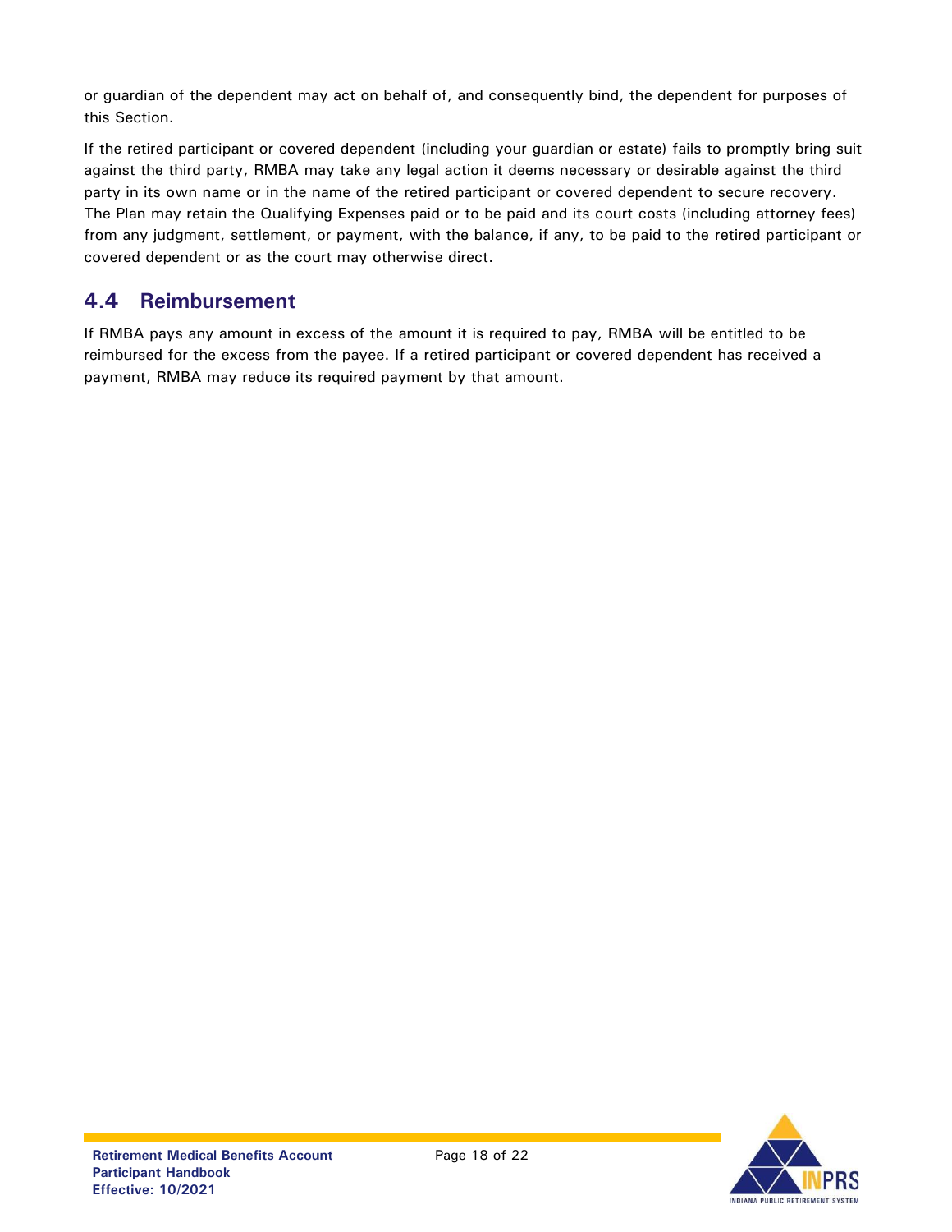or guardian of the dependent may act on behalf of, and consequently bind, the dependent for purposes of this Section.

If the retired participant or covered dependent (including your guardian or estate) fails to promptly bring suit against the third party, RMBA may take any legal action it deems necessary or desirable against the third party in its own name or in the name of the retired participant or covered dependent to secure recovery. The Plan may retain the Qualifying Expenses paid or to be paid and its court costs (including attorney fees) from any judgment, settlement, or payment, with the balance, if any, to be paid to the retired participant or covered dependent or as the court may otherwise direct.

## 4.4 Reimbursement

If RMBA pays any amount in excess of the amount it is required to pay, RMBA will be entitled to be reimbursed for the excess from the payee. If a retired participant or covered dependent has received a payment, RMBA may reduce its required payment by that amount.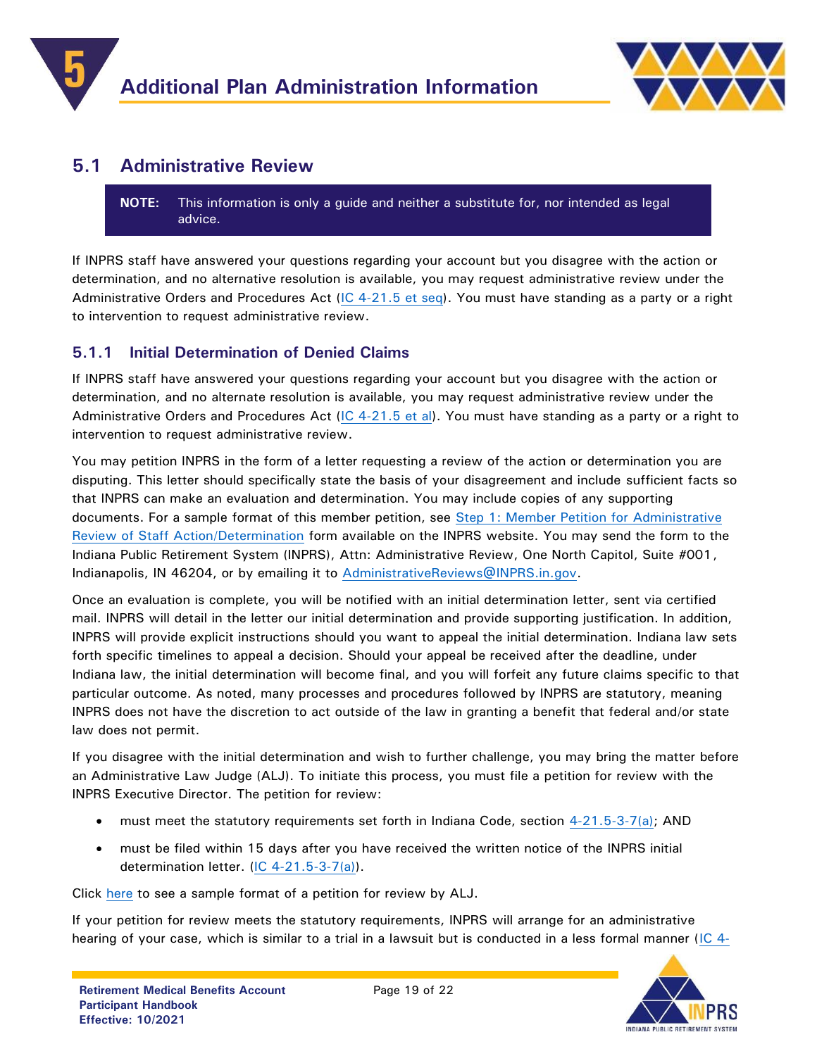# 5 Additional Plan Administration Information

## 5.1 Administrative Review

> **NOTE:** This information is only a guide and neither a substitute for, nor intended as legal advice.

If INPRS staff have answered your questions regarding your account but you disagree with the action or determination, and no alternative resolution is available, you may request administrative review under the Administrative Orders and Procedures Act (IC 4-21.5 et seq). You must have standing as a party or a right to intervention to request administrative review.

### 5.1.1 Initial Determination of Denied Claims

If INPRS staff have answered your questions regarding your account but you disagree with the action or determination, and no alternate resolution is available, you may request administrative review under the Administrative Orders and Procedures Act (IC 4-21.5 et al). You must have standing as a party or a right to intervention to request administrative review.

You may petition INPRS in the form of a letter requesting a review of the action or determination you are disputing. This letter should specifically state the basis of your disagreement and include sufficient facts so that INPRS can make an evaluation and determination. You may include copies of any supporting documents. For a sample format of this member petition, see Step 1: Member Petition for Administrative Review of Staff Action/Determination form available on the INPRS website. You may send the form to the Indiana Public Retirement System (INPRS), Attn: Administrative Review, One North Capitol, Suite #001, Indianapolis, IN 46204, or by emailing it to AdministrativeReviews@INPRS.in.gov.

Once an evaluation is complete, you will be notified with an initial determination letter, sent via certified mail. INPRS will detail in the letter our initial determination and provide supporting justification. In addition, INPRS will provide explicit instructions should you want to appeal the initial determination. Indiana law sets forth specific timelines to appeal a decision. Should your appeal be received after the deadline, under Indiana law, the initial determination will become final, and you will forfeit any future claims specific to that particular outcome. As noted, many processes and procedures followed by INPRS are statutory, meaning INPRS does not have the discretion to act outside of the law in granting a benefit that federal and/or state law does not permit.

If you disagree with the initial determination and wish to further challenge, you may bring the matter before an Administrative Law Judge (ALJ). To initiate this process, you must file a petition for review with the INPRS Executive Director. The petition for review:

- must meet the statutory requirements set forth in Indiana Code, section 4-21.5-3-7(a); AND
- must be filed within 15 days after you have received the written notice of the INPRS initial determination letter. (IC 4-21.5-3-7(a)).

Click here to see a sample format of a petition for review by ALJ.

If your petition for review meets the statutory requirements, INPRS will arrange for an administrative hearing of your case, which is similar to a trial in a lawsuit but is conducted in a less formal manner (IC 4-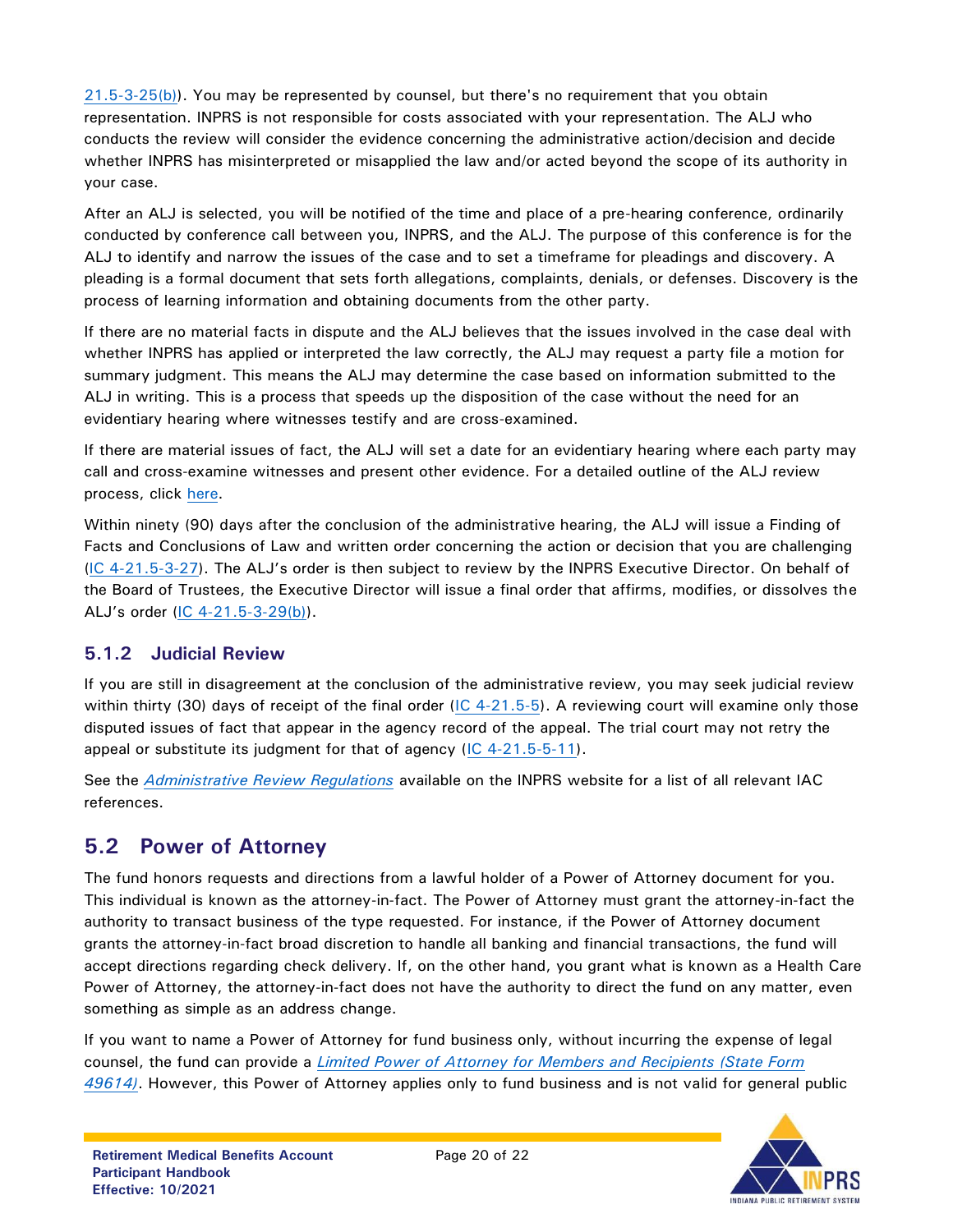21.5-3-25(b)). You may be represented by counsel, but there's no requirement that you obtain representation. INPRS is not responsible for costs associated with your representation. The ALJ who conducts the review will consider the evidence concerning the administrative action/decision and decide whether INPRS has misinterpreted or misapplied the law and/or acted beyond the scope of its authority in your case.

After an ALJ is selected, you will be notified of the time and place of a pre-hearing conference, ordinarily conducted by conference call between you, INPRS, and the ALJ. The purpose of this conference is for the ALJ to identify and narrow the issues of the case and to set a timeframe for pleadings and discovery. A pleading is a formal document that sets forth allegations, complaints, denials, or defenses. Discovery is the process of learning information and obtaining documents from the other party.

If there are no material facts in dispute and the ALJ believes that the issues involved in the case deal with whether INPRS has applied or interpreted the law correctly, the ALJ may request a party file a motion for summary judgment. This means the ALJ may determine the case based on information submitted to the ALJ in writing. This is a process that speeds up the disposition of the case without the need for an evidentiary hearing where witnesses testify and are cross-examined.

If there are material issues of fact, the ALJ will set a date for an evidentiary hearing where each party may call and cross-examine witnesses and present other evidence. For a detailed outline of the ALJ review process, click here.

Within ninety (90) days after the conclusion of the administrative hearing, the ALJ will issue a Finding of Facts and Conclusions of Law and written order concerning the action or decision that you are challenging (IC 4-21.5-3-27). The ALJ's order is then subject to review by the INPRS Executive Director. On behalf of the Board of Trustees, the Executive Director will issue a final order that affirms, modifies, or dissolves the ALJ's order (IC 4-21.5-3-29(b)).

### 5.1.2 Judicial Review

If you are still in disagreement at the conclusion of the administrative review, you may seek judicial review within thirty (30) days of receipt of the final order (IC 4-21.5-5). A reviewing court will examine only those disputed issues of fact that appear in the agency record of the appeal. The trial court may not retry the appeal or substitute its judgment for that of agency (IC 4-21.5-5-11).

See the *Administrative Review Regulations* available on the INPRS website for a list of all relevant IAC references.

## 5.2 Power of Attorney

The fund honors requests and directions from a lawful holder of a Power of Attorney document for you. This individual is known as the attorney-in-fact. The Power of Attorney must grant the attorney-in-fact the authority to transact business of the type requested. For instance, if the Power of Attorney document grants the attorney-in-fact broad discretion to handle all banking and financial transactions, the fund will accept directions regarding check delivery. If, on the other hand, you grant what is known as a Health Care Power of Attorney, the attorney-in-fact does not have the authority to direct the fund on any matter, even something as simple as an address change.

If you want to name a Power of Attorney for fund business only, without incurring the expense of legal counsel, the fund can provide a *Limited Power of Attorney for Members and Recipients (State Form 49614)*. However, this Power of Attorney applies only to fund business and is not valid for general public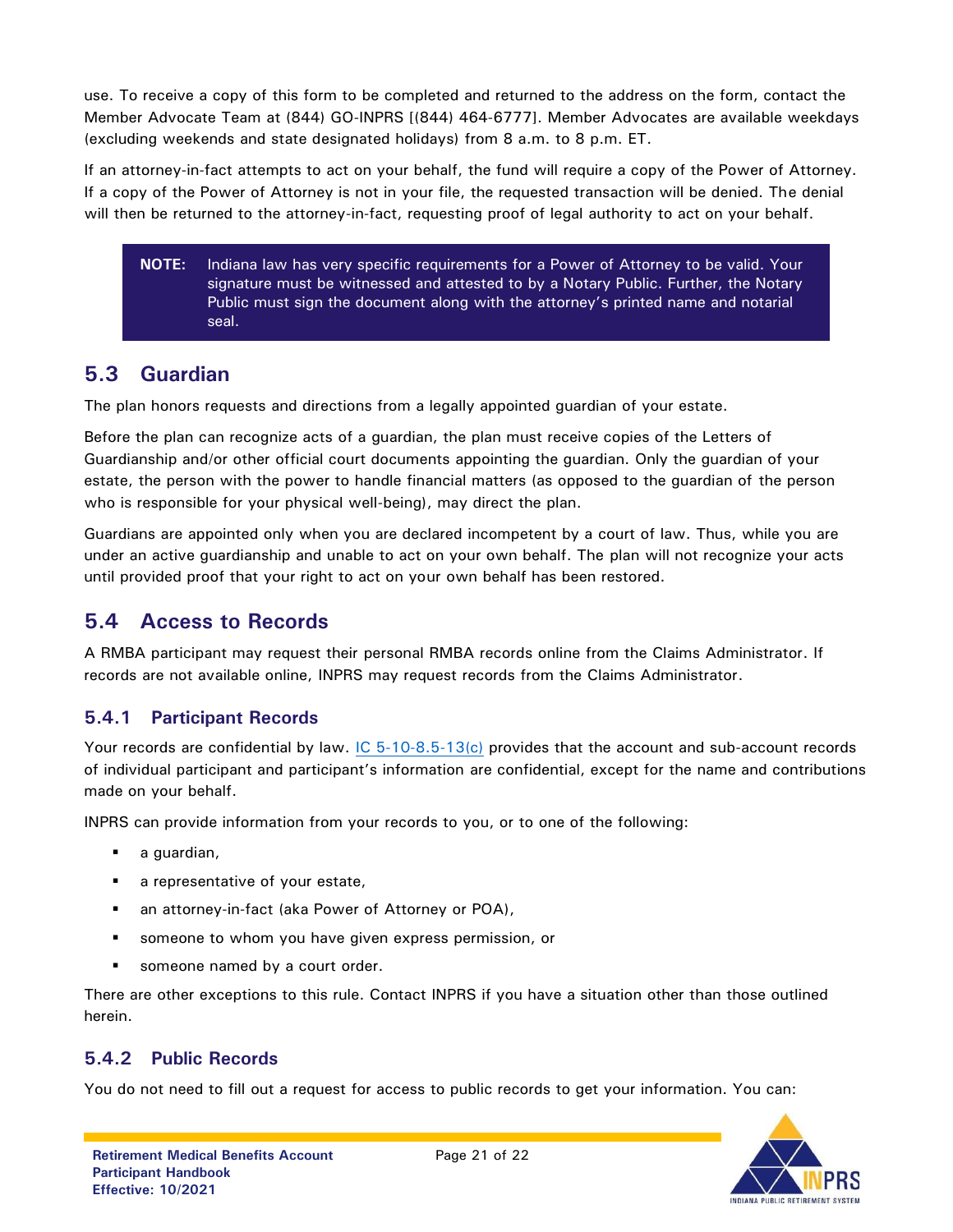use. To receive a copy of this form to be completed and returned to the address on the form, contact the Member Advocate Team at (844) GO-INPRS [(844) 464-6777]. Member Advocates are available weekdays (excluding weekends and state designated holidays) from 8 a.m. to 8 p.m. ET.

If an attorney-in-fact attempts to act on your behalf, the fund will require a copy of the Power of Attorney. If a copy of the Power of Attorney is not in your file, the requested transaction will be denied. The denial will then be returned to the attorney-in-fact, requesting proof of legal authority to act on your behalf.

> **NOTE:** Indiana law has very specific requirements for a Power of Attorney to be valid. Your signature must be witnessed and attested to by a Notary Public. Further, the Notary Public must sign the document along with the attorney's printed name and notarial seal.

## 5.3 Guardian

The plan honors requests and directions from a legally appointed guardian of your estate.

Before the plan can recognize acts of a guardian, the plan must receive copies of the Letters of Guardianship and/or other official court documents appointing the guardian. Only the guardian of your estate, the person with the power to handle financial matters (as opposed to the guardian of the person who is responsible for your physical well-being), may direct the plan.

Guardians are appointed only when you are declared incompetent by a court of law. Thus, while you are under an active guardianship and unable to act on your own behalf. The plan will not recognize your acts until provided proof that your right to act on your own behalf has been restored.

## 5.4 Access to Records

A RMBA participant may request their personal RMBA records online from the Claims Administrator. If records are not available online, INPRS may request records from the Claims Administrator.

### 5.4.1 Participant Records

Your records are confidential by law. IC 5-10-8.5-13(c) provides that the account and sub-account records of individual participant and participant's information are confidential, except for the name and contributions made on your behalf.

INPRS can provide information from your records to you, or to one of the following:

- a guardian,
- a representative of your estate,
- an attorney-in-fact (aka Power of Attorney or POA),
- someone to whom you have given express permission, or
- someone named by a court order.

There are other exceptions to this rule. Contact INPRS if you have a situation other than those outlined herein.

### 5.4.2 Public Records

You do not need to fill out a request for access to public records to get your information. You can: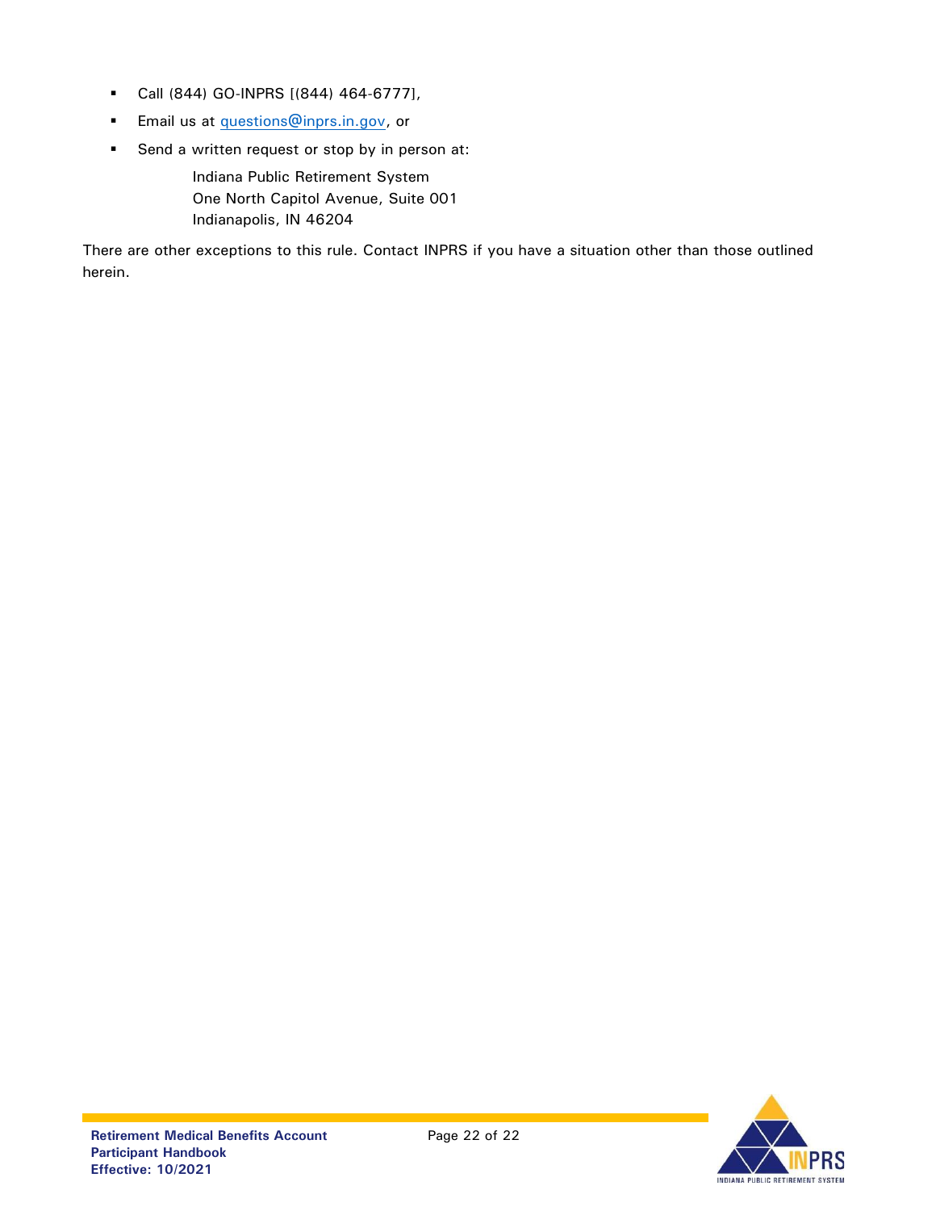- Call (844) GO-INPRS [(844) 464-6777],
- Email us at questions@inprs.in.gov, or
- Send a written request or stop by in person at:

  Indiana Public Retirement System
  One North Capitol Avenue, Suite 001
  Indianapolis, IN 46204

There are other exceptions to this rule. Contact INPRS if you have a situation other than those outlined herein.